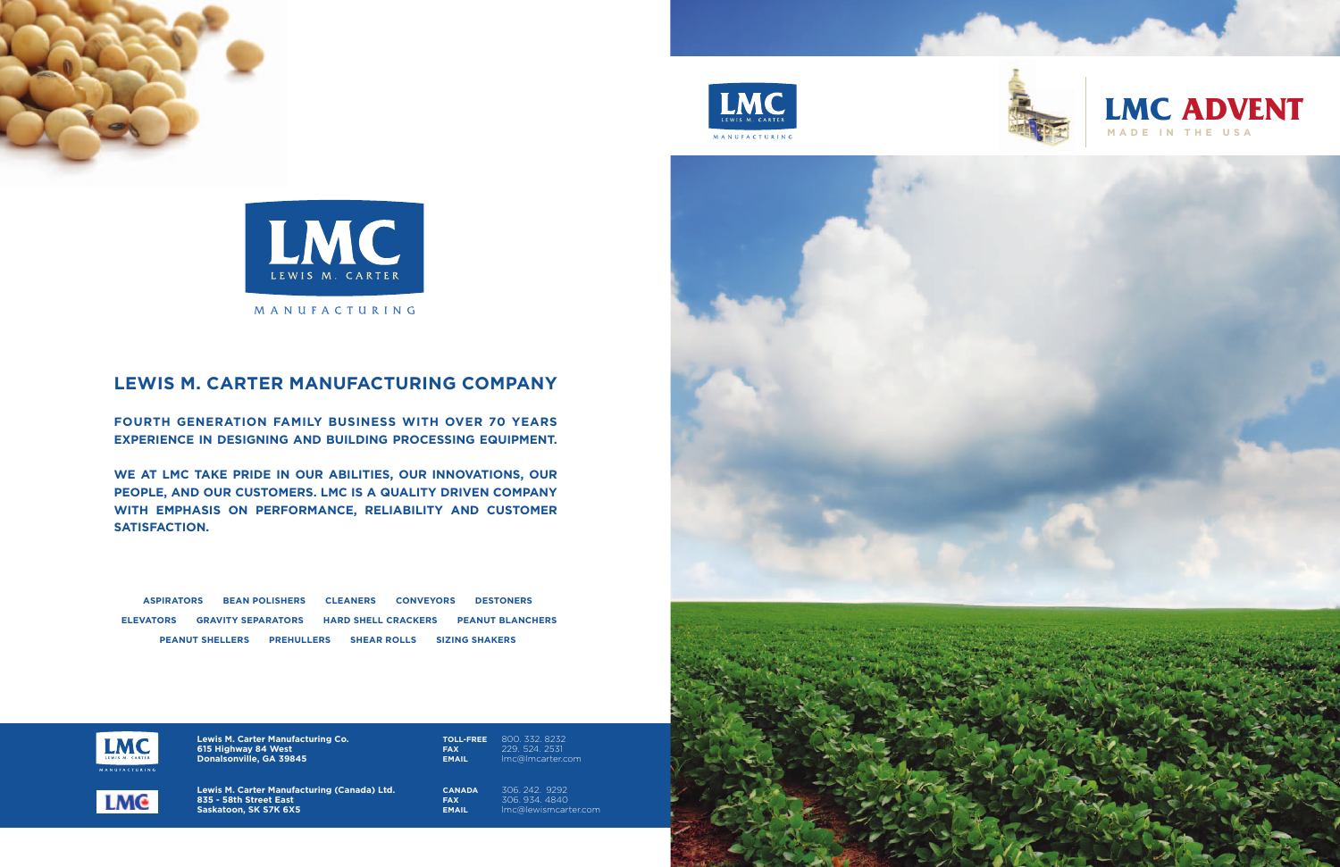LMC
LEWIS M. CARTER
MANUFACTURING

## LEWIS M. CARTER MANUFACTURING COMPANY

**FOURTH GENERATION FAMILY BUSINESS WITH OVER 70 YEARS EXPERIENCE IN DESIGNING AND BUILDING PROCESSING EQUIPMENT.**

**WE AT LMC TAKE PRIDE IN OUR ABILITIES, OUR INNOVATIONS, OUR PEOPLE, AND OUR CUSTOMERS. LMC IS A QUALITY DRIVEN COMPANY WITH EMPHASIS ON PERFORMANCE, RELIABILITY AND CUSTOMER SATISFACTION.**

**ASPIRATORS** **BEAN POLISHERS** **CLEANERS** **CONVEYORS** **DESTONERS**
**ELEVATORS** **GRAVITY SEPARATORS** **HARD SHELL CRACKERS** **PEANUT BLANCHERS**
**PEANUT SHELLERS** **PREHULLERS** **SHEAR ROLLS** **SIZING SHAKERS**

**Lewis M. Carter Manufacturing Co.**
**615 Highway 84 West**
**Donalsonville, GA 39845**

**TOLL-FREE** 800. 332. 8232
**FAX** 229. 524. 2531
**EMAIL** lmc@lmcarter.com

**Lewis M. Carter Manufacturing (Canada) Ltd.**
**835 - 58th Street East**
**Saskatoon, SK S7K 6X5**

**CANADA** 306. 242. 9292
**FAX** 306. 934. 4840
**EMAIL** lmc@lewismcarter.com

LMC
LEWIS M. CARTER
MANUFACTURING

# LMC ADVENT

MADE IN THE USA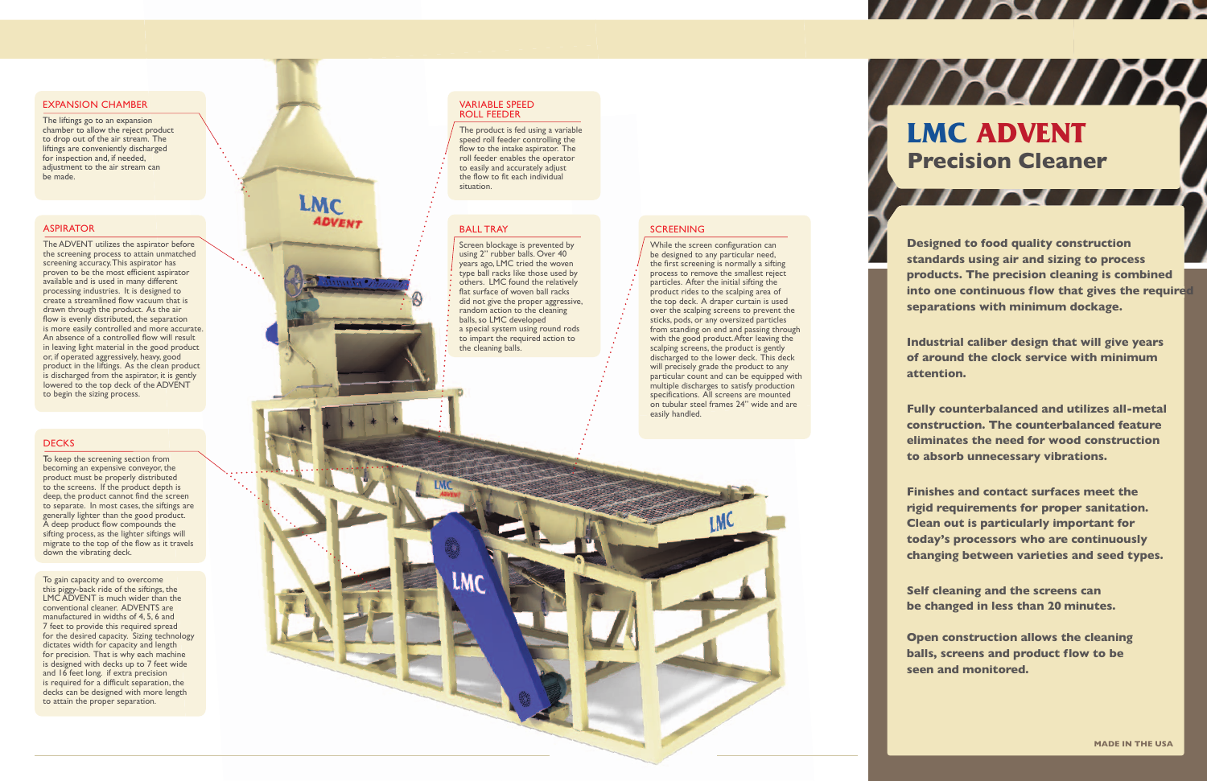# LMC ADVENT Precision Cleaner

**Designed to food quality construction standards using air and sizing to process products. The precision cleaning is combined into one continuous flow that gives the required separations with minimum dockage.**

**Industrial caliber design that will give years of around the clock service with minimum attention.**

**Fully counterbalanced and utilizes all-metal construction. The counterbalanced feature eliminates the need for wood construction to absorb unnecessary vibrations.**

**Finishes and contact surfaces meet the rigid requirements for proper sanitation. Clean out is particularly important for today's processors who are continuously changing between varieties and seed types.**

**Self cleaning and the screens can be changed in less than 20 minutes.**

**Open construction allows the cleaning balls, screens and product flow to be seen and monitored.**

## EXPANSION CHAMBER

The liftings go to an expansion chamber to allow the reject product to drop out of the air stream. The liftings are conveniently discharged for inspection and, if needed, adjustment to the air stream can be made.

## ASPIRATOR

The ADVENT utilizes the aspirator before the screening process to attain unmatched screening accuracy. This aspirator has proven to be the most efficient aspirator available and is used in many different processing industries. It is designed to create a streamlined flow vacuum that is drawn through the product. As the air flow is evenly distributed, the separation is more easily controlled and more accurate. An absence of a controlled flow will result in leaving light material in the good product or, if operated aggressively, heavy, good product in the liftings. As the clean product is discharged from the aspirator, it is gently lowered to the top deck of the ADVENT to begin the sizing process.

## DECKS

To keep the screening section from becoming an expensive conveyor, the product must be properly distributed to the screens. If the product depth is deep, the product cannot find the screen to separate. In most cases, the siftings are generally lighter than the good product. A deep product flow compounds the sifting process, as the lighter siftings will migrate to the top of the flow as it travels down the vibrating deck.

To gain capacity and to overcome this piggy-back ride of the siftings, the LMC ADVENT is much wider than the conventional cleaner. ADVENTS are manufactured in widths of 4, 5, 6 and 7 feet to provide this required spread for the desired capacity. Sizing technology dictates width for capacity and length for precision. That is why each machine is designed with decks up to 7 feet wide and 16 feet long. if extra precision is required for a difficult separation, the decks can be designed with more length to attain the proper separation.

## VARIABLE SPEED ROLL FEEDER

The product is fed using a variable speed roll feeder controlling the flow to the intake aspirator. The roll feeder enables the operator to easily and accurately adjust the flow to fit each individual situation.

## BALL TRAY

Screen blockage is prevented by using 2" rubber balls. Over 40 years ago, LMC tried the woven type ball racks like those used by others. LMC found the relatively flat surface of woven ball racks did not give the proper aggressive, random action to the cleaning balls, so LMC developed a special system using round rods to impart the required action to the cleaning balls.

## SCREENING

While the screen configuration can be designed to any particular need, the first screening is normally a sifting process to remove the smallest reject particles. After the initial sifting the product rides to the scalping area of the top deck. A draper curtain is used over the scalping screens to prevent the sticks, pods, or any oversized particles from standing on end and passing through with the good product. After leaving the scalping screens, the product is gently discharged to the lower deck. This deck will precisely grade the product to any particular count and can be equipped with multiple discharges to satisfy production specifications. All screens are mounted on tubular steel frames 24" wide and are easily handled.

MADE IN THE USA